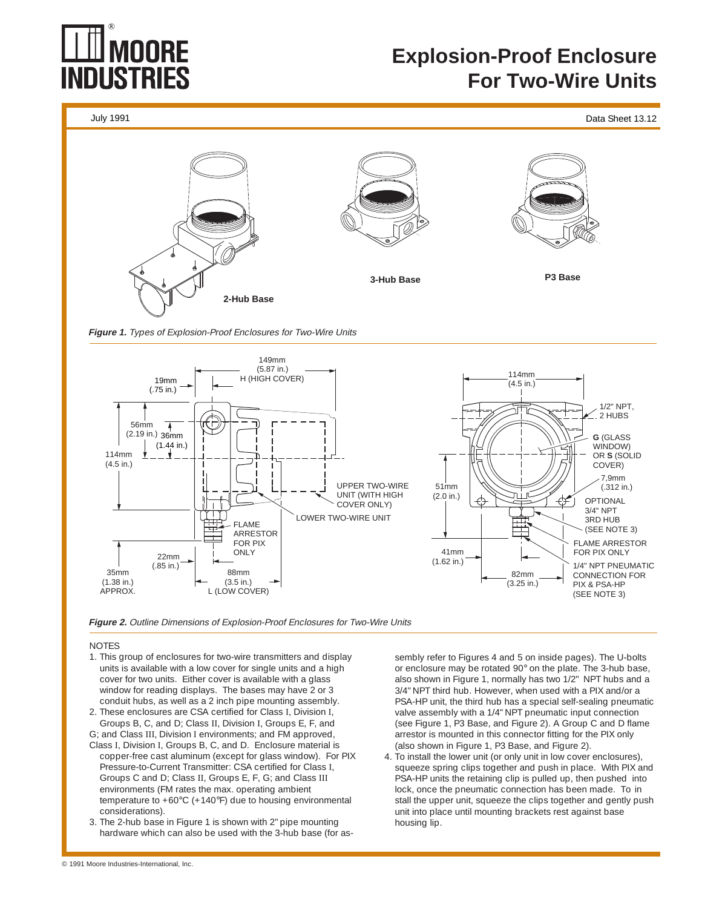# Explosion-Proof Enclosure For Two-Wire Units

July 1991

Data Sheet 13.12

2-Hub Base

3-Hub Base

P3 Base

*Figure 1. Types of Explosion-Proof Enclosures for Two-Wire Units*

149mm (5.87 in.) H (HIGH COVER)

19mm (.75 in.)

56mm (2.19 in.)

36mm (1.44 in.)

114mm (4.5 in.)

UPPER TWO-WIRE UNIT (WITH HIGH COVER ONLY)

LOWER TWO-WIRE UNIT

FLAME ARRESTOR FOR PIX ONLY

22mm (.85 in.)

35mm (1.38 in.) APPROX.

88mm (3.5 in.) L (LOW COVER)

114mm (4.5 in.)

1/2" NPT, 2 HUBS

**G** (GLASS WINDOW) OR **S** (SOLID COVER)

7,9mm (.312 in.)

51mm (2.0 in.)

OPTIONAL 3/4" NPT 3RD HUB (SEE NOTE 3)

FLAME ARRESTOR FOR PIX ONLY

41mm (1.62 in.)

82mm (3.25 in.)

1/4" NPT PNEUMATIC CONNECTION FOR PIX & PSA-HP (SEE NOTE 3)

*Figure 2. Outline Dimensions of Explosion-Proof Enclosures for Two-Wire Units*

NOTES

1. This group of enclosures for two-wire transmitters and display units is available with a low cover for single units and a high cover for two units. Either cover is available with a glass window for reading displays. The bases may have 2 or 3 conduit hubs, as well as a 2 inch pipe mounting assembly.
2. These enclosures are CSA certified for Class I, Division I, Groups B, C, and D; Class II, Division I, Groups E, F, and G; and Class III, Division I environments; and FM approved, Class I, Division I, Groups B, C, and D. Enclosure material is copper-free cast aluminum (except for glass window). For PIX Pressure-to-Current Transmitter: CSA certified for Class I, Groups C and D; Class II, Groups E, F, G; and Class III environments (FM rates the max. operating ambient temperature to +60°C (+140°F) due to housing environmental considerations).
3. The 2-hub base in Figure 1 is shown with 2" pipe mounting hardware which can also be used with the 3-hub base (for assembly refer to Figures 4 and 5 on inside pages). The U-bolts or enclosure may be rotated 90° on the plate. The 3-hub base, also shown in Figure 1, normally has two 1/2" NPT hubs and a 3/4" NPT third hub. However, when used with a PIX and/or a PSA-HP unit, the third hub has a special self-sealing pneumatic valve assembly with a 1/4" NPT pneumatic input connection (see Figure 1, P3 Base, and Figure 2). A Group C and D flame arrestor is mounted in this connector fitting for the PIX only (also shown in Figure 1, P3 Base, and Figure 2).
4. To install the lower unit (or only unit in low cover enclosures), squeeze spring clips together and push in place. With PIX and PSA-HP units the retaining clip is pulled up, then pushed into lock, once the pneumatic connection has been made. To install the upper unit, squeeze the clips together and gently push unit into place until mounting brackets rest against base housing lip.

© 1991 Moore Industries-International, Inc.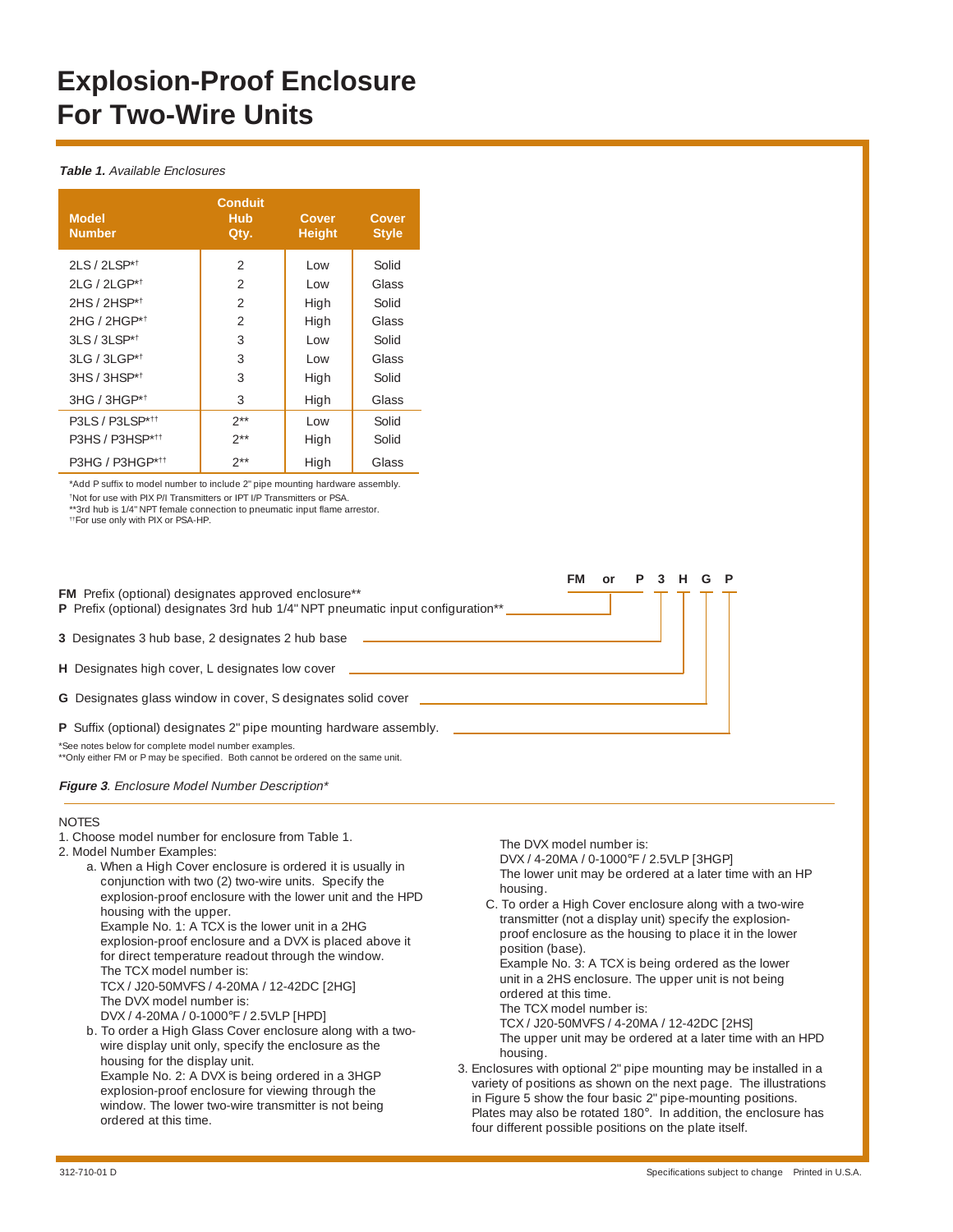# Explosion-Proof Enclosure For Two-Wire Units

***Table 1.*** *Available Enclosures*

| Model Number | Conduit Hub Qty. | Cover Height | Cover Style |
|---|---|---|---|
| 2LS / 2LSP*† | 2 | Low | Solid |
| 2LG / 2LGP*† | 2 | Low | Glass |
| 2HS / 2HSP*† | 2 | High | Solid |
| 2HG / 2HGP*† | 2 | High | Glass |
| 3LS / 3LSP*† | 3 | Low | Solid |
| 3LG / 3LGP*† | 3 | Low | Glass |
| 3HS / 3HSP*† | 3 | High | Solid |
| 3HG / 3HGP*† | 3 | High | Glass |
| P3LS / P3LSP*†† | 2** | Low | Solid |
| P3HS / P3HSP*†† | 2** | High | Solid |
| P3HG / P3HGP*†† | 2** | High | Glass |

*Add P suffix to model number to include 2" pipe mounting hardware assembly.
†Not for use with PIX P/I Transmitters or IPT I/P Transmitters or PSA.
**3rd hub is 1/4" NPT female connection to pneumatic input flame arrestor.
††For use only with PIX or PSA-HP.

**FM or P 3 H G P**

**FM** Prefix (optional) designates approved enclosure**
**P** Prefix (optional) designates 3rd hub 1/4" NPT pneumatic input configuration**

**3** Designates 3 hub base, 2 designates 2 hub base

**H** Designates high cover, L designates low cover

**G** Designates glass window in cover, S designates solid cover

**P** Suffix (optional) designates 2" pipe mounting hardware assembly.

*See notes below for complete model number examples.
**Only either FM or P may be specified. Both cannot be ordered on the same unit.

***Figure 3***. *Enclosure Model Number Description**

NOTES

1. Choose model number for enclosure from Table 1.
2. Model Number Examples:
   a. When a High Cover enclosure is ordered it is usually in conjunction with two (2) two-wire units. Specify the explosion-proof enclosure with the lower unit and the HPD housing with the upper.
      Example No. 1: A TCX is the lower unit in a 2HG explosion-proof enclosure and a DVX is placed above it for direct temperature readout through the window.
      The TCX model number is:
      TCX / J20-50MVFS / 4-20MA / 12-42DC [2HG]
      The DVX model number is:
      DVX / 4-20MA / 0-1000°F / 2.5VLP [HPD]
   b. To order a High Glass Cover enclosure along with a two-wire display unit only, specify the enclosure as the housing for the display unit.
      Example No. 2: A DVX is being ordered in a 3HGP explosion-proof enclosure for viewing through the window. The lower two-wire transmitter is not being ordered at this time.
      The DVX model number is:
      DVX / 4-20MA / 0-1000°F / 2.5VLP [3HGP]
      The lower unit may be ordered at a later time with an HP housing.
   C. To order a High Cover enclosure along with a two-wire transmitter (not a display unit) specify the explosion-proof enclosure as the housing to place it in the lower position (base).
      Example No. 3: A TCX is being ordered as the lower unit in a 2HS enclosure. The upper unit is not being ordered at this time.
      The TCX model number is:
      TCX / J20-50MVFS / 4-20MA / 12-42DC [2HS]
      The upper unit may be ordered at a later time with an HPD housing.
3. Enclosures with optional 2" pipe mounting may be installed in a variety of positions as shown on the next page. The illustrations in Figure 5 show the four basic 2" pipe-mounting positions. Plates may also be rotated 180°. In addition, the enclosure has four different possible positions on the plate itself.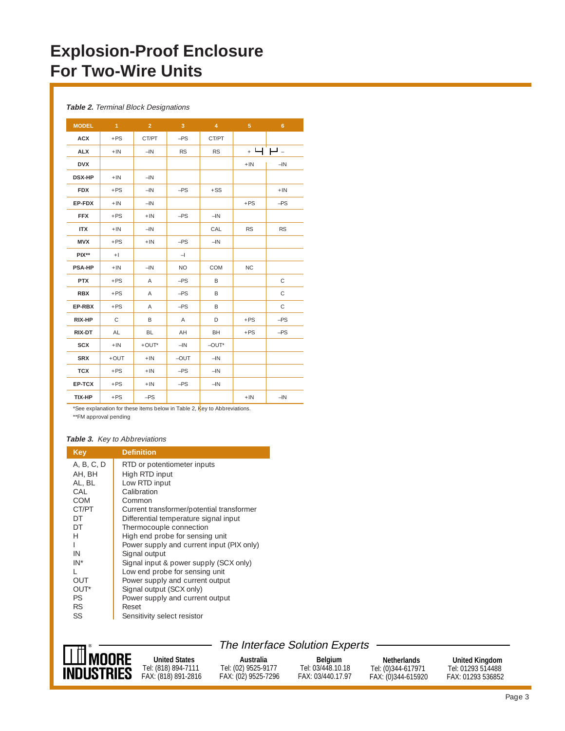# Explosion-Proof Enclosure For Two-Wire Units

***Table 2.*** *Terminal Block Designations*

| MODEL | 1 | 2 | 3 | 4 | 5 | 6 |
|---|---|---|---|---|---|---|
| ACX | +PS | CT/PT | –PS | CT/PT | | |
| ALX | +IN | –IN | RS | RS | + ┤ | ├ – |
| DVX | | | | | +IN | –IN |
| DSX-HP | +IN | –IN | | | | |
| FDX | +PS | –IN | –PS | +SS | | +IN |
| EP-FDX | +IN | –IN | | | +PS | –PS |
| FFX | +PS | +IN | –PS | –IN | | |
| ITX | +IN | –IN | | CAL | RS | RS |
| MVX | +PS | +IN | –PS | –IN | | |
| PIX** | +I | | –I | | | |
| PSA-HP | +IN | –IN | NO | COM | NC | |
| PTX | +PS | A | –PS | B | | C |
| RBX | +PS | A | –PS | B | | C |
| EP-RBX | +PS | A | –PS | B | | C |
| RIX-HP | C | B | A | D | +PS | –PS |
| RIX-DT | AL | BL | AH | BH | +PS | –PS |
| SCX | +IN | +OUT* | –IN | –OUT* | | |
| SRX | +OUT | +IN | –OUT | –IN | | |
| TCX | +PS | +IN | –PS | –IN | | |
| EP-TCX | +PS | +IN | –PS | –IN | | |
| TIX-HP | +PS | –PS | | | +IN | –IN |

*See explanation for these items below in Table 2, Key to Abbreviations.
**FM approval pending

***Table 3.*** *Key to Abbreviations*

| Key | Definition |
|---|---|
| A, B, C, D | RTD or potentiometer inputs |
| AH, BH | High RTD input |
| AL, BL | Low RTD input |
| CAL | Calibration |
| COM | Common |
| CT/PT | Current transformer/potential transformer |
| DT | Differential temperature signal input |
| DT | Thermocouple connection |
| H | High end probe for sensing unit |
| I | Power supply and current input (PIX only) |
| IN | Signal output |
| IN* | Signal input & power supply (SCX only) |
| L | Low end probe for sensing unit |
| OUT | Power supply and current output |
| OUT* | Signal output (SCX only) |
| PS | Power supply and current output |
| RS | Reset |
| SS | Sensitivity select resistor |

MOORE INDUSTRIES®

*The Interface Solution Experts*

**United States**
Tel: (818) 894-7111
FAX: (818) 891-2816

**Australia**
Tel: (02) 9525-9177
FAX: (02) 9525-7296

**Belgium**
Tel: 03/448.10.18
FAX: 03/440.17.97

**Netherlands**
Tel: (0)344-617971
FAX: (0)344-615920

**United Kingdom**
Tel: 01293 514488
FAX: 01293 536852